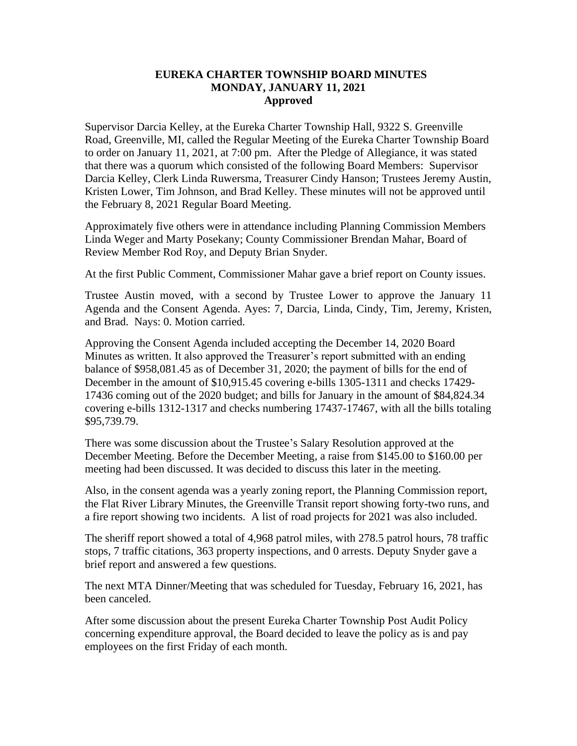# EUREKA CHARTER TOWNSHIP BOARD MINUTES
## MONDAY, JANUARY 11, 2021
### Approved

Supervisor Darcia Kelley, at the Eureka Charter Township Hall, 9322 S. Greenville Road, Greenville, MI, called the Regular Meeting of the Eureka Charter Township Board to order on January 11, 2021, at 7:00 pm. After the Pledge of Allegiance, it was stated that there was a quorum which consisted of the following Board Members: Supervisor Darcia Kelley, Clerk Linda Ruwersma, Treasurer Cindy Hanson; Trustees Jeremy Austin, Kristen Lower, Tim Johnson, and Brad Kelley. These minutes will not be approved until the February 8, 2021 Regular Board Meeting.

Approximately five others were in attendance including Planning Commission Members Linda Weger and Marty Posekany; County Commissioner Brendan Mahar, Board of Review Member Rod Roy, and Deputy Brian Snyder.

At the first Public Comment, Commissioner Mahar gave a brief report on County issues.

Trustee Austin moved, with a second by Trustee Lower to approve the January 11 Agenda and the Consent Agenda. Ayes: 7, Darcia, Linda, Cindy, Tim, Jeremy, Kristen, and Brad. Nays: 0. Motion carried.

Approving the Consent Agenda included accepting the December 14, 2020 Board Minutes as written. It also approved the Treasurer's report submitted with an ending balance of $958,081.45 as of December 31, 2020; the payment of bills for the end of December in the amount of $10,915.45 covering e-bills 1305-1311 and checks 17429-17436 coming out of the 2020 budget; and bills for January in the amount of $84,824.34 covering e-bills 1312-1317 and checks numbering 17437-17467, with all the bills totaling $95,739.79.

There was some discussion about the Trustee's Salary Resolution approved at the December Meeting. Before the December Meeting, a raise from $145.00 to $160.00 per meeting had been discussed. It was decided to discuss this later in the meeting.

Also, in the consent agenda was a yearly zoning report, the Planning Commission report, the Flat River Library Minutes, the Greenville Transit report showing forty-two runs, and a fire report showing two incidents. A list of road projects for 2021 was also included.

The sheriff report showed a total of 4,968 patrol miles, with 278.5 patrol hours, 78 traffic stops, 7 traffic citations, 363 property inspections, and 0 arrests. Deputy Snyder gave a brief report and answered a few questions.

The next MTA Dinner/Meeting that was scheduled for Tuesday, February 16, 2021, has been canceled.

After some discussion about the present Eureka Charter Township Post Audit Policy concerning expenditure approval, the Board decided to leave the policy as is and pay employees on the first Friday of each month.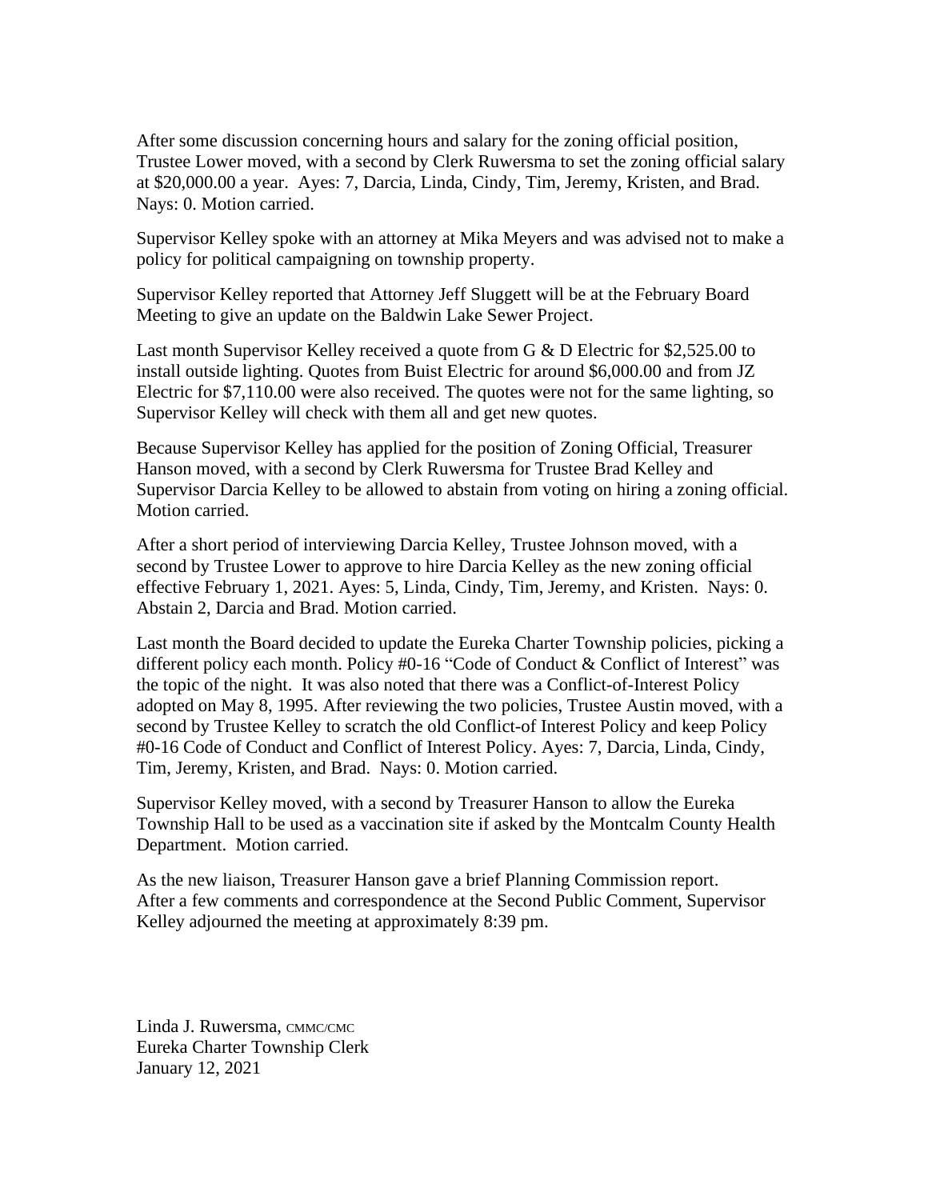After some discussion concerning hours and salary for the zoning official position, Trustee Lower moved, with a second by Clerk Ruwersma to set the zoning official salary at $20,000.00 a year. Ayes: 7, Darcia, Linda, Cindy, Tim, Jeremy, Kristen, and Brad. Nays: 0. Motion carried.

Supervisor Kelley spoke with an attorney at Mika Meyers and was advised not to make a policy for political campaigning on township property.

Supervisor Kelley reported that Attorney Jeff Sluggett will be at the February Board Meeting to give an update on the Baldwin Lake Sewer Project.

Last month Supervisor Kelley received a quote from G & D Electric for $2,525.00 to install outside lighting. Quotes from Buist Electric for around $6,000.00 and from JZ Electric for $7,110.00 were also received. The quotes were not for the same lighting, so Supervisor Kelley will check with them all and get new quotes.

Because Supervisor Kelley has applied for the position of Zoning Official, Treasurer Hanson moved, with a second by Clerk Ruwersma for Trustee Brad Kelley and Supervisor Darcia Kelley to be allowed to abstain from voting on hiring a zoning official. Motion carried.

After a short period of interviewing Darcia Kelley, Trustee Johnson moved, with a second by Trustee Lower to approve to hire Darcia Kelley as the new zoning official effective February 1, 2021. Ayes: 5, Linda, Cindy, Tim, Jeremy, and Kristen. Nays: 0. Abstain 2, Darcia and Brad. Motion carried.

Last month the Board decided to update the Eureka Charter Township policies, picking a different policy each month. Policy #0-16 "Code of Conduct & Conflict of Interest" was the topic of the night. It was also noted that there was a Conflict-of-Interest Policy adopted on May 8, 1995. After reviewing the two policies, Trustee Austin moved, with a second by Trustee Kelley to scratch the old Conflict-of Interest Policy and keep Policy #0-16 Code of Conduct and Conflict of Interest Policy. Ayes: 7, Darcia, Linda, Cindy, Tim, Jeremy, Kristen, and Brad. Nays: 0. Motion carried.

Supervisor Kelley moved, with a second by Treasurer Hanson to allow the Eureka Township Hall to be used as a vaccination site if asked by the Montcalm County Health Department. Motion carried.

As the new liaison, Treasurer Hanson gave a brief Planning Commission report.
After a few comments and correspondence at the Second Public Comment, Supervisor Kelley adjourned the meeting at approximately 8:39 pm.

Linda J. Ruwersma, CMMC/CMC
Eureka Charter Township Clerk
January 12, 2021